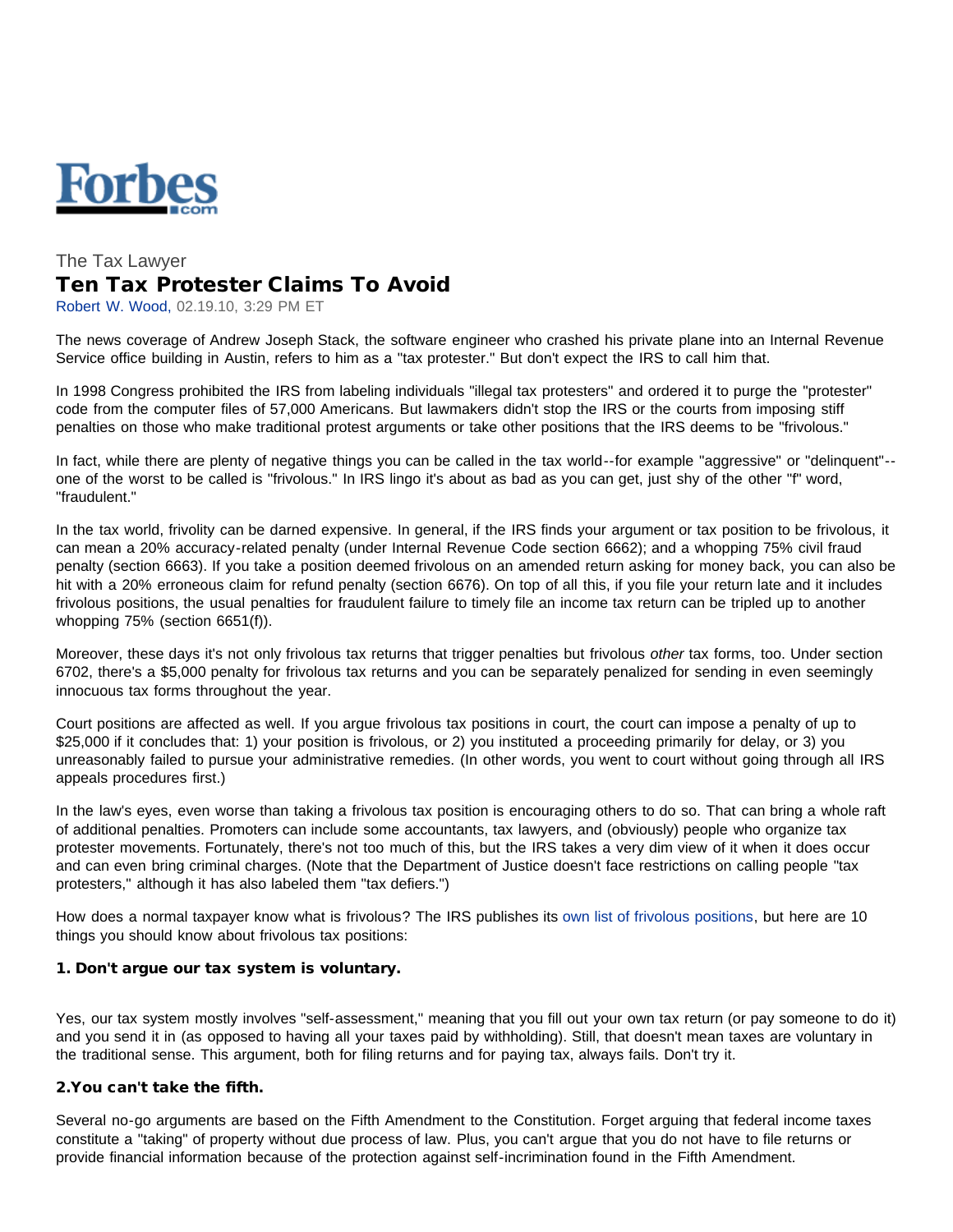Forbes.com

The Tax Lawyer

# Ten Tax Protester Claims To Avoid

Robert W. Wood, 02.19.10, 3:29 PM ET

The news coverage of Andrew Joseph Stack, the software engineer who crashed his private plane into an Internal Revenue Service office building in Austin, refers to him as a "tax protester." But don't expect the IRS to call him that.

In 1998 Congress prohibited the IRS from labeling individuals "illegal tax protesters" and ordered it to purge the "protester" code from the computer files of 57,000 Americans. But lawmakers didn't stop the IRS or the courts from imposing stiff penalties on those who make traditional protest arguments or take other positions that the IRS deems to be "frivolous."

In fact, while there are plenty of negative things you can be called in the tax world--for example "aggressive" or "delinquent"--one of the worst to be called is "frivolous." In IRS lingo it's about as bad as you can get, just shy of the other "f" word, "fraudulent."

In the tax world, frivolity can be darned expensive. In general, if the IRS finds your argument or tax position to be frivolous, it can mean a 20% accuracy-related penalty (under Internal Revenue Code section 6662); and a whopping 75% civil fraud penalty (section 6663). If you take a position deemed frivolous on an amended return asking for money back, you can also be hit with a 20% erroneous claim for refund penalty (section 6676). On top of all this, if you file your return late and it includes frivolous positions, the usual penalties for fraudulent failure to timely file an income tax return can be tripled up to another whopping 75% (section 6651(f)).

Moreover, these days it's not only frivolous tax returns that trigger penalties but frivolous *other* tax forms, too. Under section 6702, there's a $5,000 penalty for frivolous tax returns and you can be separately penalized for sending in even seemingly innocuous tax forms throughout the year.

Court positions are affected as well. If you argue frivolous tax positions in court, the court can impose a penalty of up to $25,000 if it concludes that: 1) your position is frivolous, or 2) you instituted a proceeding primarily for delay, or 3) you unreasonably failed to pursue your administrative remedies. (In other words, you went to court without going through all IRS appeals procedures first.)

In the law's eyes, even worse than taking a frivolous tax position is encouraging others to do so. That can bring a whole raft of additional penalties. Promoters can include some accountants, tax lawyers, and (obviously) people who organize tax protester movements. Fortunately, there's not too much of this, but the IRS takes a very dim view of it when it does occur and can even bring criminal charges. (Note that the Department of Justice doesn't face restrictions on calling people "tax protesters," although it has also labeled them "tax defiers.")

How does a normal taxpayer know what is frivolous? The IRS publishes its own list of frivolous positions, but here are 10 things you should know about frivolous tax positions:

**1. Don't argue our tax system is voluntary.**

Yes, our tax system mostly involves "self-assessment," meaning that you fill out your own tax return (or pay someone to do it) and you send it in (as opposed to having all your taxes paid by withholding). Still, that doesn't mean taxes are voluntary in the traditional sense. This argument, both for filing returns and for paying tax, always fails. Don't try it.

**2.You can't take the fifth.**

Several no-go arguments are based on the Fifth Amendment to the Constitution. Forget arguing that federal income taxes constitute a "taking" of property without due process of law. Plus, you can't argue that you do not have to file returns or provide financial information because of the protection against self-incrimination found in the Fifth Amendment.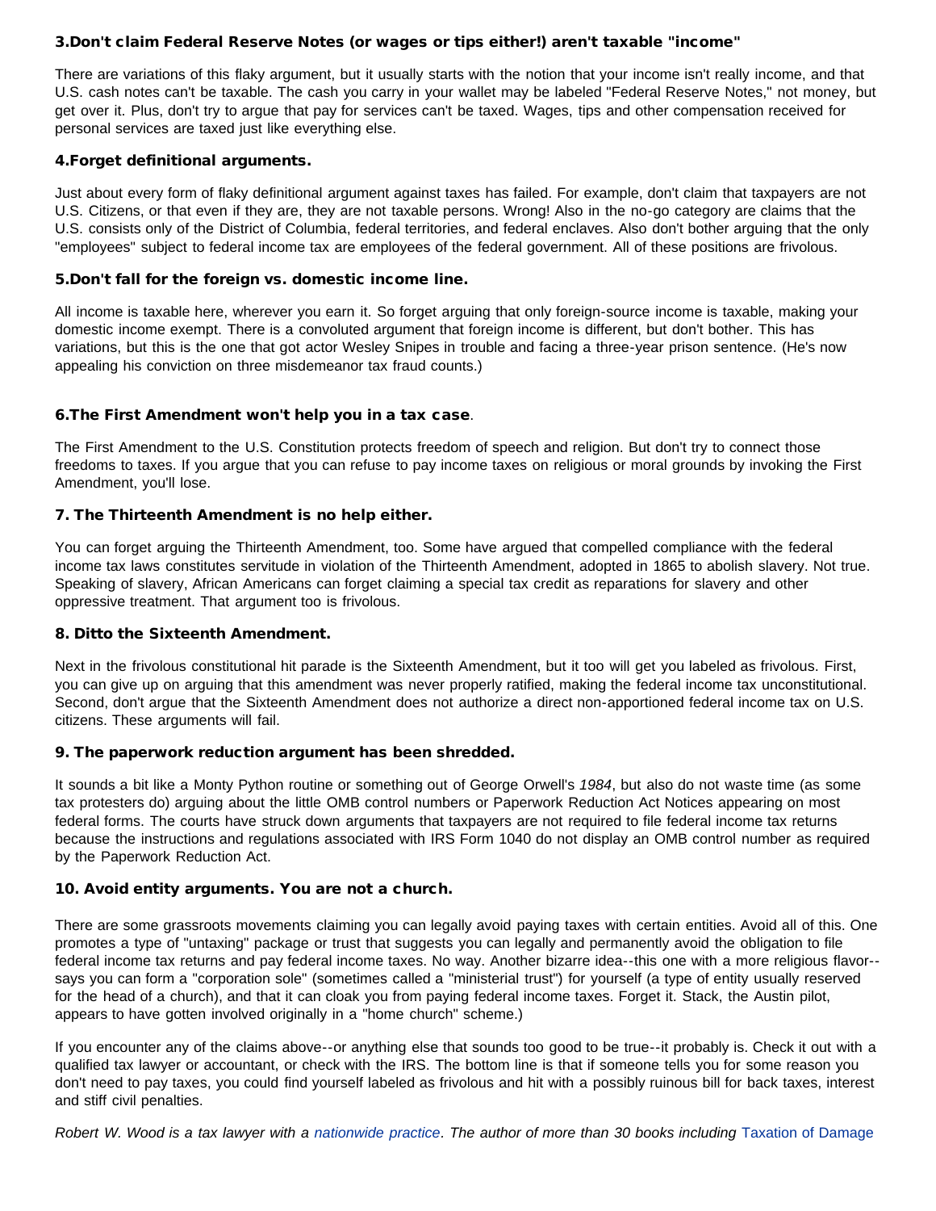### 3.Don't claim Federal Reserve Notes (or wages or tips either!) aren't taxable "income"

There are variations of this flaky argument, but it usually starts with the notion that your income isn't really income, and that U.S. cash notes can't be taxable. The cash you carry in your wallet may be labeled "Federal Reserve Notes," not money, but get over it. Plus, don't try to argue that pay for services can't be taxed. Wages, tips and other compensation received for personal services are taxed just like everything else.

### 4.Forget definitional arguments.

Just about every form of flaky definitional argument against taxes has failed. For example, don't claim that taxpayers are not U.S. Citizens, or that even if they are, they are not taxable persons. Wrong! Also in the no-go category are claims that the U.S. consists only of the District of Columbia, federal territories, and federal enclaves. Also don't bother arguing that the only "employees" subject to federal income tax are employees of the federal government. All of these positions are frivolous.

### 5.Don't fall for the foreign vs. domestic income line.

All income is taxable here, wherever you earn it. So forget arguing that only foreign-source income is taxable, making your domestic income exempt. There is a convoluted argument that foreign income is different, but don't bother. This has variations, but this is the one that got actor Wesley Snipes in trouble and facing a three-year prison sentence. (He's now appealing his conviction on three misdemeanor tax fraud counts.)

### 6.The First Amendment won't help you in a tax case.

The First Amendment to the U.S. Constitution protects freedom of speech and religion. But don't try to connect those freedoms to taxes. If you argue that you can refuse to pay income taxes on religious or moral grounds by invoking the First Amendment, you'll lose.

### 7. The Thirteenth Amendment is no help either.

You can forget arguing the Thirteenth Amendment, too. Some have argued that compelled compliance with the federal income tax laws constitutes servitude in violation of the Thirteenth Amendment, adopted in 1865 to abolish slavery. Not true. Speaking of slavery, African Americans can forget claiming a special tax credit as reparations for slavery and other oppressive treatment. That argument too is frivolous.

### 8. Ditto the Sixteenth Amendment.

Next in the frivolous constitutional hit parade is the Sixteenth Amendment, but it too will get you labeled as frivolous. First, you can give up on arguing that this amendment was never properly ratified, making the federal income tax unconstitutional. Second, don't argue that the Sixteenth Amendment does not authorize a direct non-apportioned federal income tax on U.S. citizens. These arguments will fail.

### 9. The paperwork reduction argument has been shredded.

It sounds a bit like a Monty Python routine or something out of George Orwell's *1984*, but also do not waste time (as some tax protesters do) arguing about the little OMB control numbers or Paperwork Reduction Act Notices appearing on most federal forms. The courts have struck down arguments that taxpayers are not required to file federal income tax returns because the instructions and regulations associated with IRS Form 1040 do not display an OMB control number as required by the Paperwork Reduction Act.

### 10. Avoid entity arguments. You are not a church.

There are some grassroots movements claiming you can legally avoid paying taxes with certain entities. Avoid all of this. One promotes a type of "untaxing" package or trust that suggests you can legally and permanently avoid the obligation to file federal income tax returns and pay federal income taxes. No way. Another bizarre idea--this one with a more religious flavor--says you can form a "corporation sole" (sometimes called a "ministerial trust") for yourself (a type of entity usually reserved for the head of a church), and that it can cloak you from paying federal income taxes. Forget it. Stack, the Austin pilot, appears to have gotten involved originally in a "home church" scheme.)

If you encounter any of the claims above--or anything else that sounds too good to be true--it probably is. Check it out with a qualified tax lawyer or accountant, or check with the IRS. The bottom line is that if someone tells you for some reason you don't need to pay taxes, you could find yourself labeled as frivolous and hit with a possibly ruinous bill for back taxes, interest and stiff civil penalties.

*Robert W. Wood is a tax lawyer with a nationwide practice. The author of more than 30 books including* Taxation of Damage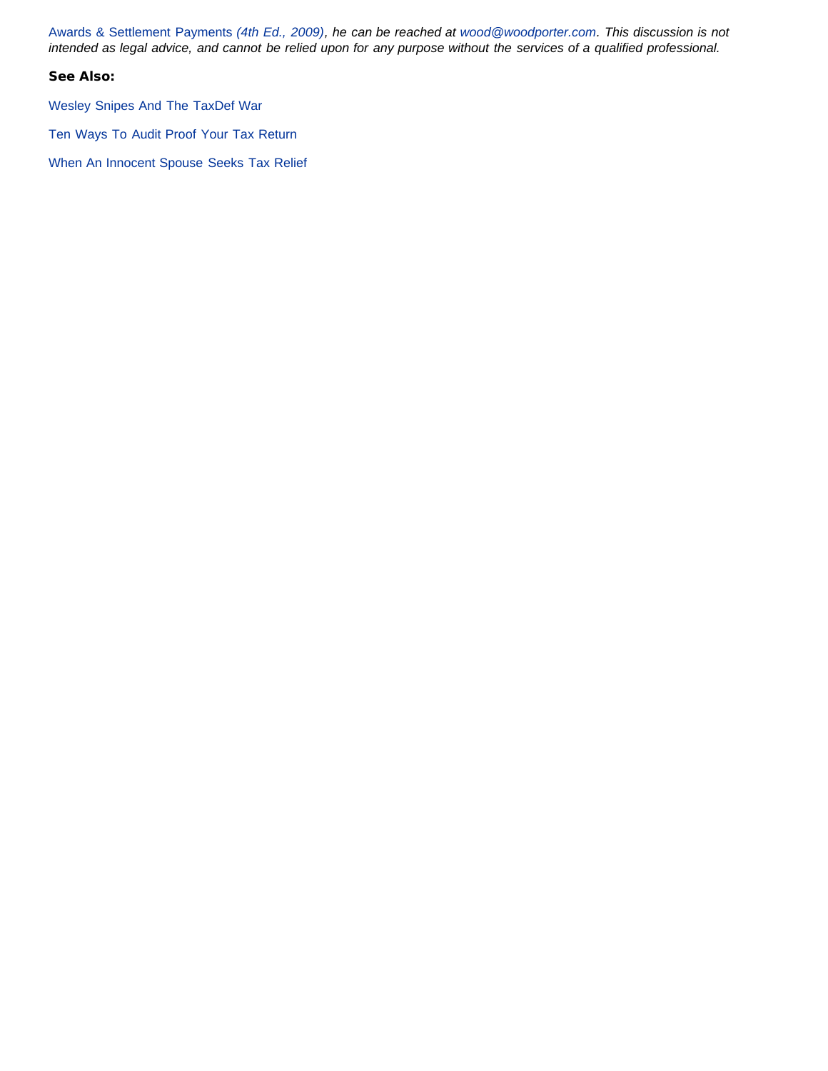Awards & Settlement Payments *(4th Ed., 2009), he can be reached at wood@woodporter.com. This discussion is not intended as legal advice, and cannot be relied upon for any purpose without the services of a qualified professional.*

**See Also:**

Wesley Snipes And The TaxDef War

Ten Ways To Audit Proof Your Tax Return

When An Innocent Spouse Seeks Tax Relief